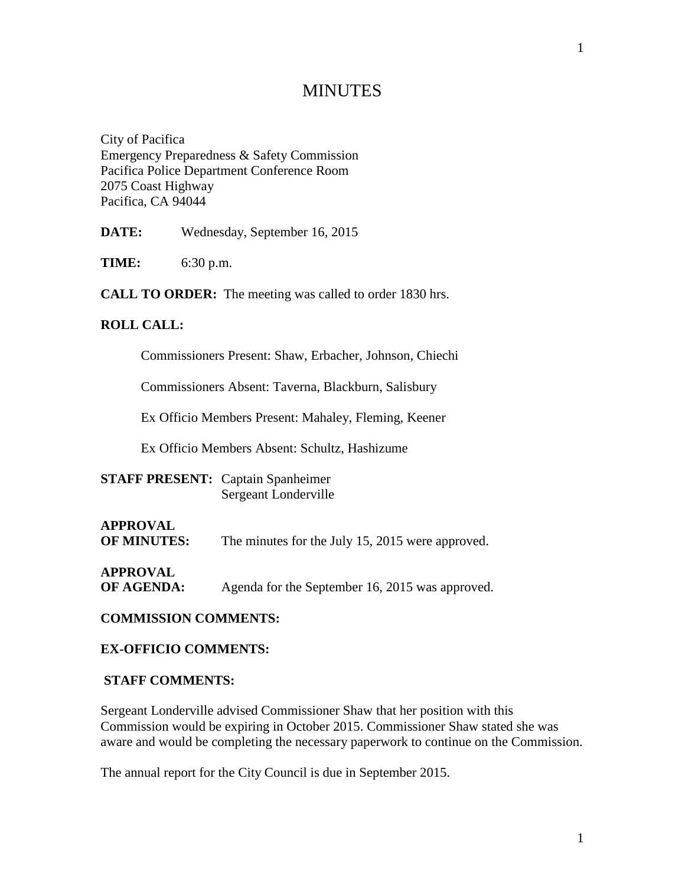# MINUTES

City of Pacifica
Emergency Preparedness & Safety Commission
Pacifica Police Department Conference Room
2075 Coast Highway
Pacifica, CA 94044

**DATE:** Wednesday, September 16, 2015

**TIME:** 6:30 p.m.

**CALL TO ORDER:** The meeting was called to order 1830 hrs.

**ROLL CALL:**

Commissioners Present: Shaw, Erbacher, Johnson, Chiechi

Commissioners Absent: Taverna, Blackburn, Salisbury

Ex Officio Members Present: Mahaley, Fleming, Keener

Ex Officio Members Absent: Schultz, Hashizume

**STAFF PRESENT:** Captain Spanheimer
Sergeant Londerville

**APPROVAL OF MINUTES:** The minutes for the July 15, 2015 were approved.

**APPROVAL OF AGENDA:** Agenda for the September 16, 2015 was approved.

**COMMISSION COMMENTS:**

**EX-OFFICIO COMMENTS:**

**STAFF COMMENTS:**

Sergeant Londerville advised Commissioner Shaw that her position with this Commission would be expiring in October 2015. Commissioner Shaw stated she was aware and would be completing the necessary paperwork to continue on the Commission.

The annual report for the City Council is due in September 2015.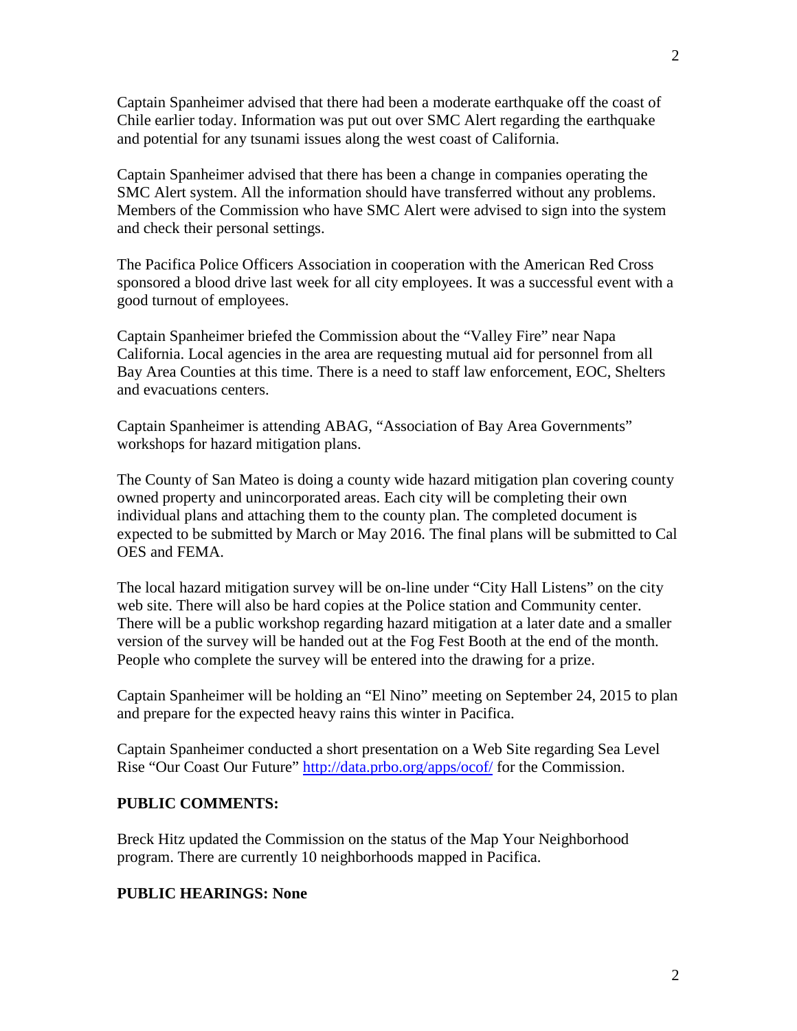Captain Spanheimer advised that there had been a moderate earthquake off the coast of Chile earlier today. Information was put out over SMC Alert regarding the earthquake and potential for any tsunami issues along the west coast of California.

Captain Spanheimer advised that there has been a change in companies operating the SMC Alert system. All the information should have transferred without any problems. Members of the Commission who have SMC Alert were advised to sign into the system and check their personal settings.

The Pacifica Police Officers Association in cooperation with the American Red Cross sponsored a blood drive last week for all city employees. It was a successful event with a good turnout of employees.

Captain Spanheimer briefed the Commission about the "Valley Fire" near Napa California. Local agencies in the area are requesting mutual aid for personnel from all Bay Area Counties at this time. There is a need to staff law enforcement, EOC, Shelters and evacuations centers.

Captain Spanheimer is attending ABAG, "Association of Bay Area Governments" workshops for hazard mitigation plans.

The County of San Mateo is doing a county wide hazard mitigation plan covering county owned property and unincorporated areas. Each city will be completing their own individual plans and attaching them to the county plan. The completed document is expected to be submitted by March or May 2016. The final plans will be submitted to Cal OES and FEMA.

The local hazard mitigation survey will be on-line under "City Hall Listens" on the city web site. There will also be hard copies at the Police station and Community center. There will be a public workshop regarding hazard mitigation at a later date and a smaller version of the survey will be handed out at the Fog Fest Booth at the end of the month. People who complete the survey will be entered into the drawing for a prize.

Captain Spanheimer will be holding an "El Nino" meeting on September 24, 2015 to plan and prepare for the expected heavy rains this winter in Pacifica.

Captain Spanheimer conducted a short presentation on a Web Site regarding Sea Level Rise "Our Coast Our Future" [http://data.prbo.org/apps/ocof/](http://data.prbo.org/apps/ocof/) for the Commission.

**PUBLIC COMMENTS:**

Breck Hitz updated the Commission on the status of the Map Your Neighborhood program. There are currently 10 neighborhoods mapped in Pacifica.

**PUBLIC HEARINGS: None**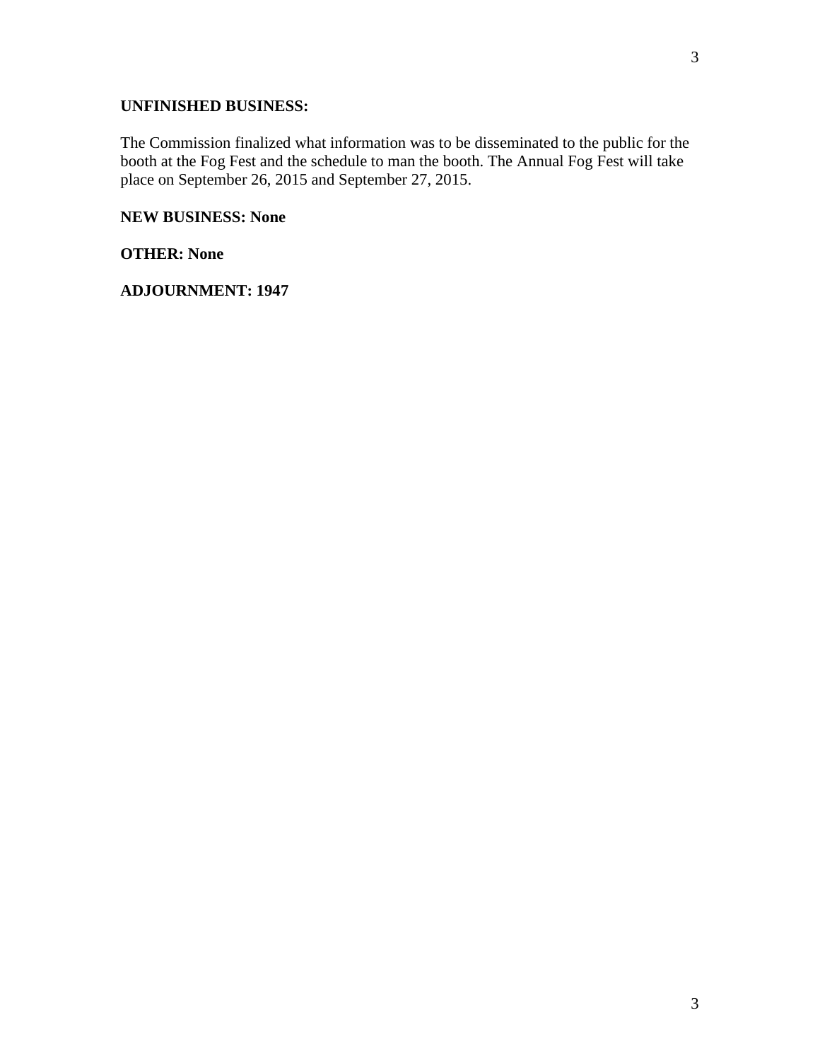**UNFINISHED BUSINESS:**

The Commission finalized what information was to be disseminated to the public for the booth at the Fog Fest and the schedule to man the booth. The Annual Fog Fest will take place on September 26, 2015 and September 27, 2015.

**NEW BUSINESS: None**

**OTHER: None**

**ADJOURNMENT: 1947**